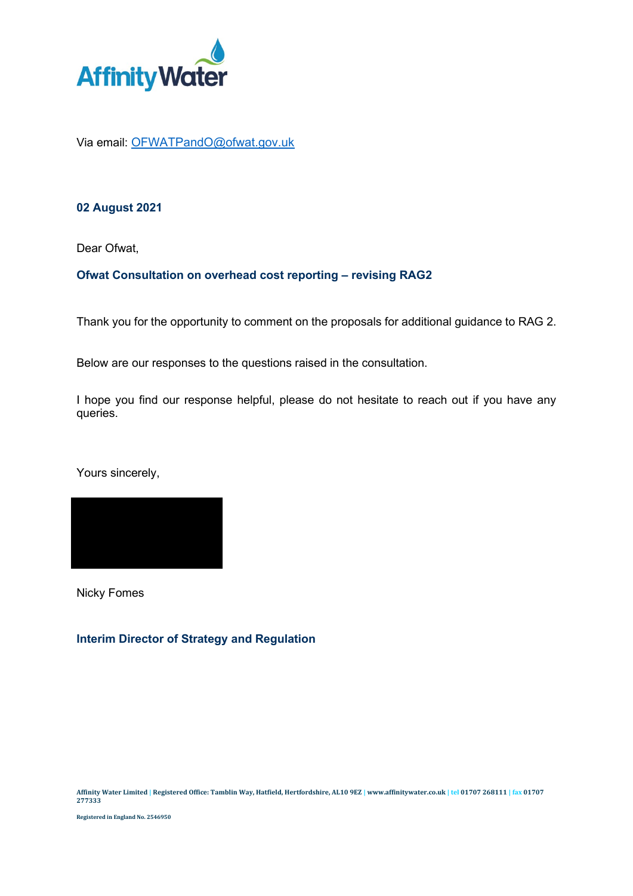Via email: [OFWATPandO@ofwat.gov.uk](mailto:OFWATPandO@ofwat.gov.uk)

**02 August 2021**

Dear Ofwat,

**Ofwat Consultation on overhead cost reporting – revising RAG2**

Thank you for the opportunity to comment on the proposals for additional guidance to RAG 2.

Below are our responses to the questions raised in the consultation.

I hope you find our response helpful, please do not hesitate to reach out if you have any queries.

Yours sincerely,

Nicky Fomes

**Interim Director of Strategy and Regulation**

Affinity Water Limited | Registered Office: Tamblin Way, Hatfield, Hertfordshire, AL10 9EZ | www.affinitywater.co.uk | tel 01707 268111 | fax 01707 277333

Registered in England No. 2546950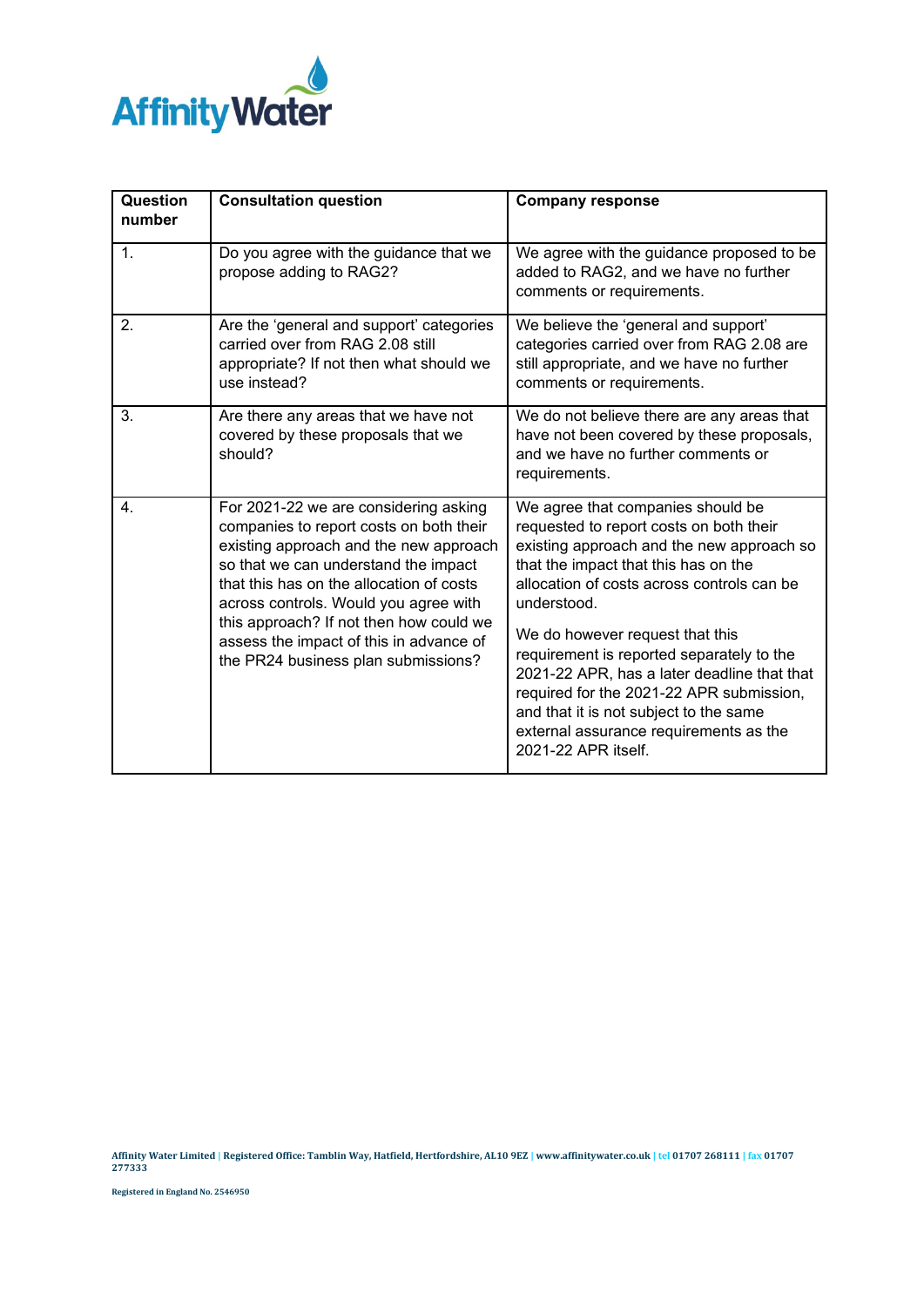| Question number | Consultation question | Company response |
|---|---|---|
| 1. | Do you agree with the guidance that we propose adding to RAG2? | We agree with the guidance proposed to be added to RAG2, and we have no further comments or requirements. |
| 2. | Are the 'general and support' categories carried over from RAG 2.08 still appropriate? If not then what should we use instead? | We believe the 'general and support' categories carried over from RAG 2.08 are still appropriate, and we have no further comments or requirements. |
| 3. | Are there any areas that we have not covered by these proposals that we should? | We do not believe there are any areas that have not been covered by these proposals, and we have no further comments or requirements. |
| 4. | For 2021-22 we are considering asking companies to report costs on both their existing approach and the new approach so that we can understand the impact that this has on the allocation of costs across controls. Would you agree with this approach? If not then how could we assess the impact of this in advance of the PR24 business plan submissions? | We agree that companies should be requested to report costs on both their existing approach and the new approach so that the impact that this has on the allocation of costs across controls can be understood.<br><br>We do however request that this requirement is reported separately to the 2021-22 APR, has a later deadline that that required for the 2021-22 APR submission, and that it is not subject to the same external assurance requirements as the 2021-22 APR itself. |

Affinity Water Limited | Registered Office: Tamblin Way, Hatfield, Hertfordshire, AL10 9EZ | www.affinitywater.co.uk | tel 01707 268111 | fax 01707 277333

Registered in England No. 2546950